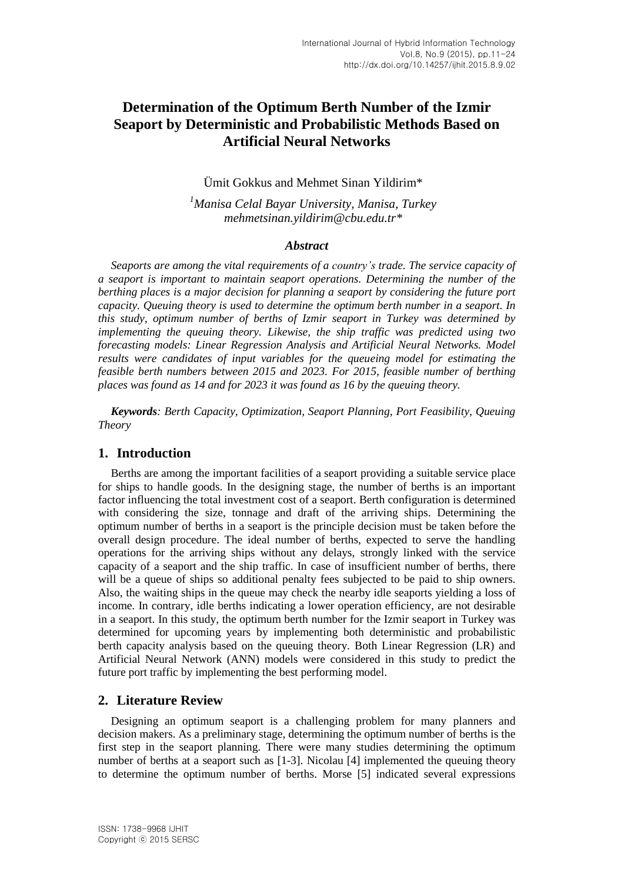# Determination of the Optimum Berth Number of the Izmir Seaport by Deterministic and Probabilistic Methods Based on Artificial Neural Networks

Ümit Gokkus and Mehmet Sinan Yildirim*

[1]*Manisa Celal Bayar University, Manisa, Turkey*
*mehmetsinan.yildirim@cbu.edu.tr**

### *Abstract*

*Seaports are among the vital requirements of a country's trade. The service capacity of a seaport is important to maintain seaport operations. Determining the number of the berthing places is a major decision for planning a seaport by considering the future port capacity. Queuing theory is used to determine the optimum berth number in a seaport. In this study, optimum number of berths of Izmir seaport in Turkey was determined by implementing the queuing theory. Likewise, the ship traffic was predicted using two forecasting models: Linear Regression Analysis and Artificial Neural Networks. Model results were candidates of input variables for the queueing model for estimating the feasible berth numbers between 2015 and 2023. For 2015, feasible number of berthing places was found as 14 and for 2023 it was found as 16 by the queuing theory.*

***Keywords****: Berth Capacity, Optimization, Seaport Planning, Port Feasibility, Queuing Theory*

## 1. Introduction

Berths are among the important facilities of a seaport providing a suitable service place for ships to handle goods. In the designing stage, the number of berths is an important factor influencing the total investment cost of a seaport. Berth configuration is determined with considering the size, tonnage and draft of the arriving ships. Determining the optimum number of berths in a seaport is the principle decision must be taken before the overall design procedure. The ideal number of berths, expected to serve the handling operations for the arriving ships without any delays, strongly linked with the service capacity of a seaport and the ship traffic. In case of insufficient number of berths, there will be a queue of ships so additional penalty fees subjected to be paid to ship owners. Also, the waiting ships in the queue may check the nearby idle seaports yielding a loss of income. In contrary, idle berths indicating a lower operation efficiency, are not desirable in a seaport. In this study, the optimum berth number for the Izmir seaport in Turkey was determined for upcoming years by implementing both deterministic and probabilistic berth capacity analysis based on the queuing theory. Both Linear Regression (LR) and Artificial Neural Network (ANN) models were considered in this study to predict the future port traffic by implementing the best performing model.

## 2. Literature Review

Designing an optimum seaport is a challenging problem for many planners and decision makers. As a preliminary stage, determining the optimum number of berths is the first step in the seaport planning. There were many studies determining the optimum number of berths at a seaport such as [1-3]. Nicolau [4] implemented the queuing theory to determine the optimum number of berths. Morse [5] indicated several expressions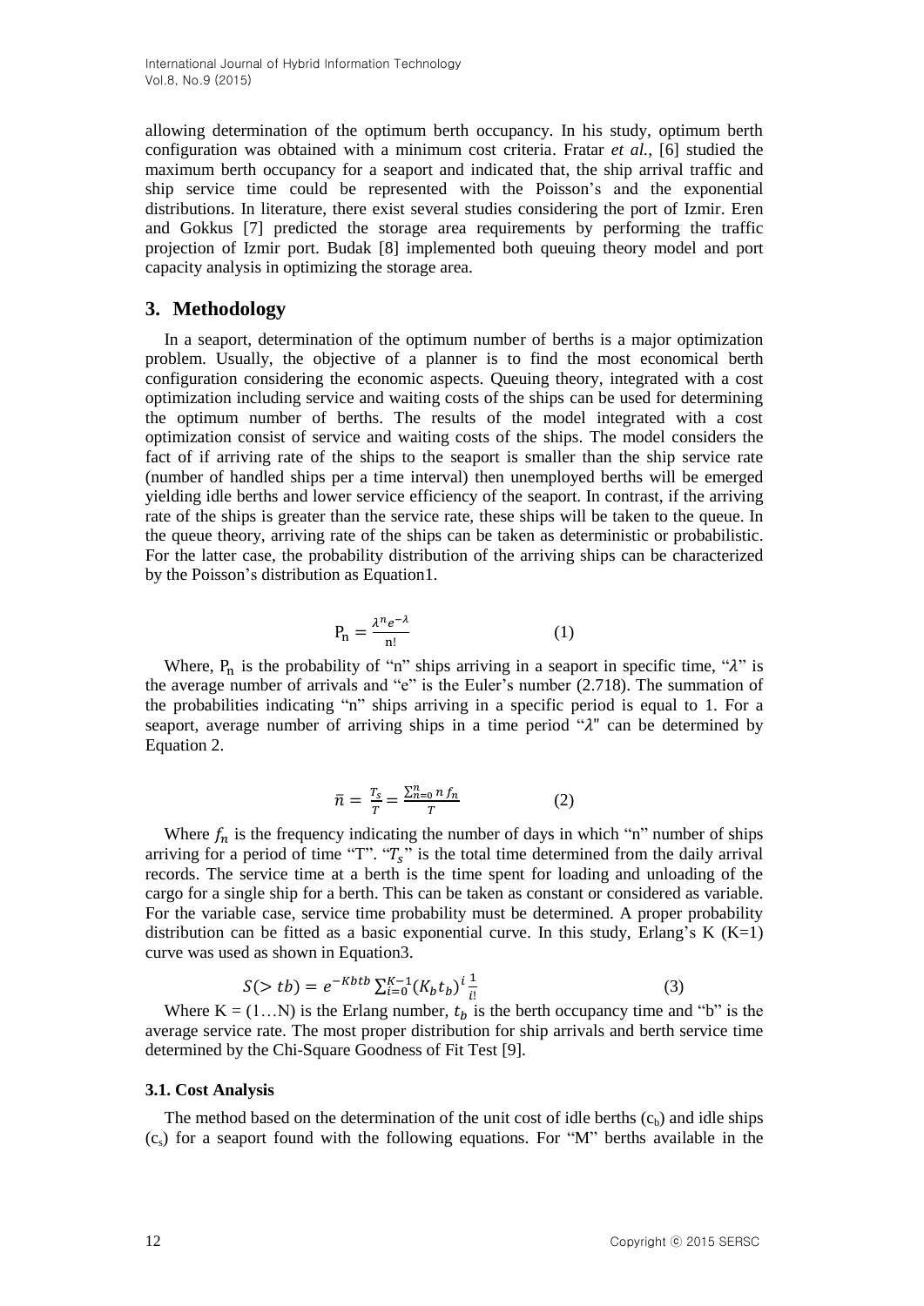allowing determination of the optimum berth occupancy. In his study, optimum berth configuration was obtained with a minimum cost criteria. Fratar *et al.*, [6] studied the maximum berth occupancy for a seaport and indicated that, the ship arrival traffic and ship service time could be represented with the Poisson's and the exponential distributions. In literature, there exist several studies considering the port of Izmir. Eren and Gokkus [7] predicted the storage area requirements by performing the traffic projection of Izmir port. Budak [8] implemented both queuing theory model and port capacity analysis in optimizing the storage area.

## 3. Methodology

In a seaport, determination of the optimum number of berths is a major optimization problem. Usually, the objective of a planner is to find the most economical berth configuration considering the economic aspects. Queuing theory, integrated with a cost optimization including service and waiting costs of the ships can be used for determining the optimum number of berths. The results of the model integrated with a cost optimization consist of service and waiting costs of the ships. The model considers the fact of if arriving rate of the ships to the seaport is smaller than the ship service rate (number of handled ships per a time interval) then unemployed berths will be emerged yielding idle berths and lower service efficiency of the seaport. In contrast, if the arriving rate of the ships is greater than the service rate, these ships will be taken to the queue. In the queue theory, arriving rate of the ships can be taken as deterministic or probabilistic. For the latter case, the probability distribution of the arriving ships can be characterized by the Poisson's distribution as Equation1.

$$P_n = \frac{\lambda^n e^{-\lambda}}{n!} \qquad (1)$$

Where, $P_n$ is the probability of "n" ships arriving in a seaport in specific time, "$\lambda$" is the average number of arrivals and "e" is the Euler's number (2.718). The summation of the probabilities indicating "n" ships arriving in a specific period is equal to 1. For a seaport, average number of arriving ships in a time period "$\lambda$" can be determined by Equation 2.

$$\bar{n} = \frac{T_s}{T} = \frac{\sum_{n=0}^{n} n f_n}{T} \qquad (2)$$

Where $f_n$ is the frequency indicating the number of days in which "n" number of ships arriving for a period of time "T". "$T_s$" is the total time determined from the daily arrival records. The service time at a berth is the time spent for loading and unloading of the cargo for a single ship for a berth. This can be taken as constant or considered as variable. For the variable case, service time probability must be determined. A proper probability distribution can be fitted as a basic exponential curve. In this study, Erlang's K (K=1) curve was used as shown in Equation3.

$$S(> tb) = e^{-Kbtb} \sum_{i=0}^{K-1} (K_b t_b)^i \frac{1}{i!} \qquad (3)$$

Where K = (1…N) is the Erlang number, $t_b$ is the berth occupancy time and "b" is the average service rate. The most proper distribution for ship arrivals and berth service time determined by the Chi-Square Goodness of Fit Test [9].

### 3.1. Cost Analysis

The method based on the determination of the unit cost of idle berths ($c_b$) and idle ships ($c_s$) for a seaport found with the following equations. For "M" berths available in the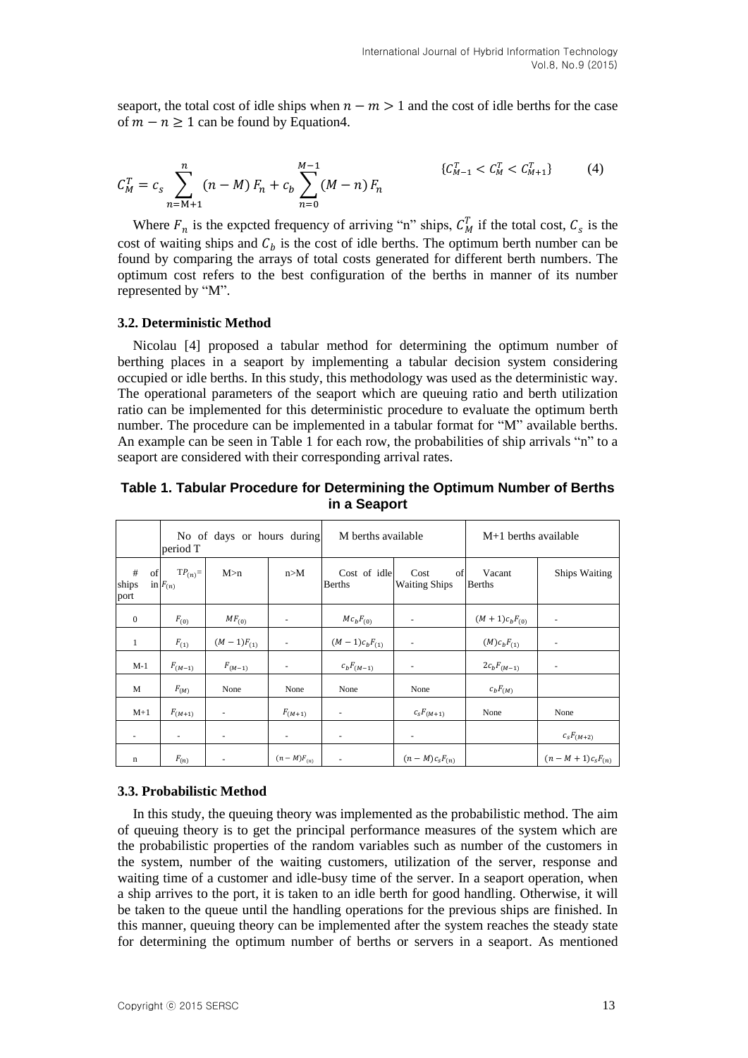seaport, the total cost of idle ships when $n - m > 1$ and the cost of idle berths for the case of $m - n \geq 1$ can be found by Equation4.

$$C_M^T = c_s \sum_{n=\mathrm{M}+1}^{n} (n - M)\, F_n + c_b \sum_{n=0}^{M-1} (M - n)\, F_n \qquad \{C_{M-1}^T < C_M^T < C_{M+1}^T\} \tag{4}$$

Where $F_n$ is the expcted frequency of arriving "n" ships, $C_M^T$ if the total cost, $C_s$ is the cost of waiting ships and $C_b$ is the cost of idle berths. The optimum berth number can be found by comparing the arrays of total costs generated for different berth numbers. The optimum cost refers to the best configuration of the berths in manner of its number represented by "M".

### 3.2. Deterministic Method

Nicolau [4] proposed a tabular method for determining the optimum number of berthing places in a seaport by implementing a tabular decision system considering occupied or idle berths. In this study, this methodology was used as the deterministic way. The operational parameters of the seaport which are queuing ratio and berth utilization ratio can be implemented for this deterministic procedure to evaluate the optimum berth number. The procedure can be implemented in a tabular format for "M" available berths. An example can be seen in Table 1 for each row, the probabilities of ship arrivals "n" to a seaport are considered with their corresponding arrival rates.

**Table 1. Tabular Procedure for Determining the Optimum Number of Berths in a Seaport**

| | No of days or hours during period T | | | M berths available | | M+1 berths available | |
|---|---|---|---|---|---|---|---|
| # of ships in port | $\mathrm{T}P_{(n)} = F_{(n)}$ | M>n | n>M | Cost of idle Berths | Cost of Waiting Ships | Vacant Berths | Ships Waiting |
| 0 | $F_{(0)}$ | $MF_{(0)}$ | - | $Mc_bF_{(0)}$ | - | $(M+1)c_bF_{(0)}$ | - |
| 1 | $F_{(1)}$ | $(M-1)F_{(1)}$ | - | $(M-1)c_bF_{(1)}$ | - | $(M)c_bF_{(1)}$ | - |
| M-1 | $F_{(M-1)}$ | $F_{(M-1)}$ | - | $c_bF_{(M-1)}$ | - | $2c_bF_{(M-1)}$ | - |
| M | $F_{(M)}$ | None | None | None | None | $c_bF_{(M)}$ | |
| M+1 | $F_{(M+1)}$ | - | $F_{(M+1)}$ | - | $c_sF_{(M+1)}$ | None | None |
| - | - | - | - | - | - | | $c_sF_{(M+2)}$ |
| n | $F_{(n)}$ | - | $(n-M)F_{(n)}$ | - | $(n-M)c_sF_{(n)}$ | | $(n-M+1)c_sF_{(n)}$ |

### 3.3. Probabilistic Method

In this study, the queuing theory was implemented as the probabilistic method. The aim of queuing theory is to get the principal performance measures of the system which are the probabilistic properties of the random variables such as number of the customers in the system, number of the waiting customers, utilization of the server, response and waiting time of a customer and idle-busy time of the server. In a seaport operation, when a ship arrives to the port, it is taken to an idle berth for good handling. Otherwise, it will be taken to the queue until the handling operations for the previous ships are finished. In this manner, queuing theory can be implemented after the system reaches the steady state for determining the optimum number of berths or servers in a seaport. As mentioned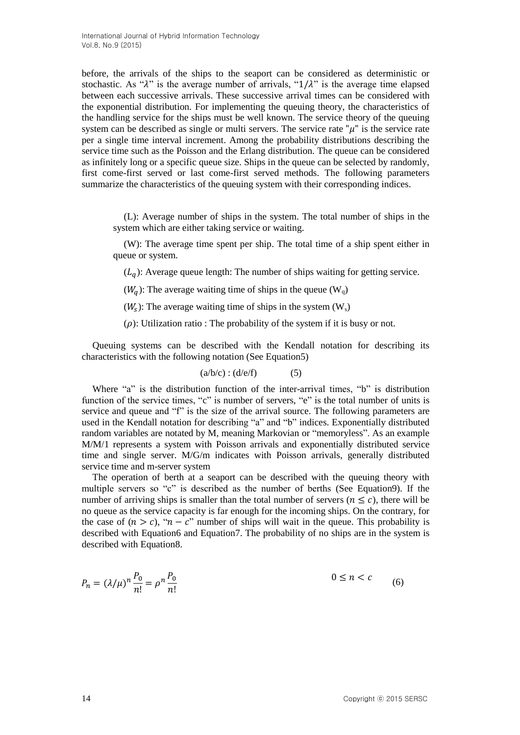before, the arrivals of the ships to the seaport can be considered as deterministic or stochastic. As "$\lambda$" is the average number of arrivals, "$1/\lambda$" is the average time elapsed between each successive arrivals. These successive arrival times can be considered with the exponential distribution. For implementing the queuing theory, the characteristics of the handling service for the ships must be well known. The service theory of the queuing system can be described as single or multi servers. The service rate "$\mu$" is the service rate per a single time interval increment. Among the probability distributions describing the service time such as the Poisson and the Erlang distribution. The queue can be considered as infinitely long or a specific queue size. Ships in the queue can be selected by randomly, first come-first served or last come-first served methods. The following parameters summarize the characteristics of the queuing system with their corresponding indices.

(L): Average number of ships in the system. The total number of ships in the system which are either taking service or waiting.

(W): The average time spent per ship. The total time of a ship spent either in queue or system.

($L_q$): Average queue length: The number of ships waiting for getting service.

($W_q$): The average waiting time of ships in the queue ($W_q$)

($W_s$): The average waiting time of ships in the system ($W_s$)

($\rho$): Utilization ratio : The probability of the system if it is busy or not.

Queuing systems can be described with the Kendall notation for describing its characteristics with the following notation (See Equation5)

$$(a/b/c) : (d/e/f) \qquad (5)$$

Where "a" is the distribution function of the inter-arrival times, "b" is distribution function of the service times, "c" is number of servers, "e" is the total number of units is service and queue and "f" is the size of the arrival source. The following parameters are used in the Kendall notation for describing "a" and "b" indices. Exponentially distributed random variables are notated by M, meaning Markovian or "memoryless". As an example M/M/1 represents a system with Poisson arrivals and exponentially distributed service time and single server. M/G/m indicates with Poisson arrivals, generally distributed service time and m-server system

The operation of berth at a seaport can be described with the queuing theory with multiple servers so "c" is described as the number of berths (See Equation9). If the number of arriving ships is smaller than the total number of servers ($n \leq c$), there will be no queue as the service capacity is far enough for the incoming ships. On the contrary, for the case of ($n > c$), "$n - c$" number of ships will wait in the queue. This probability is described with Equation6 and Equation7. The probability of no ships are in the system is described with Equation8.

$$P_n = (\lambda/\mu)^n \frac{P_0}{n!} = \rho^n \frac{P_0}{n!} \qquad 0 \leq n < c \qquad (6)$$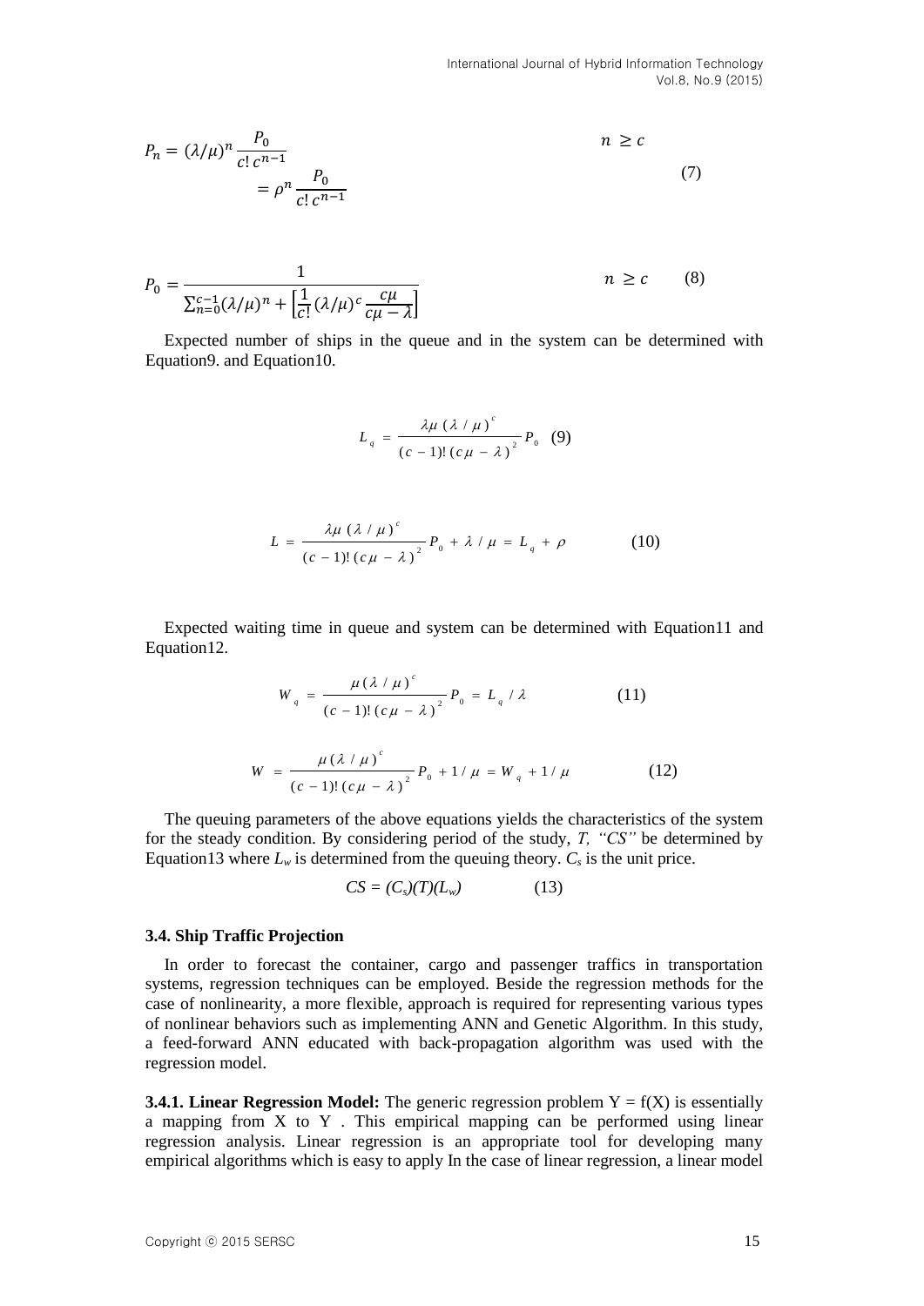$$P_n = (\lambda/\mu)^n \frac{P_0}{c!\,c^{n-1}} \qquad n \geq c$$

$$= \rho^n \frac{P_0}{c!\,c^{n-1}} \qquad (7)$$

$$P_0 = \frac{1}{\sum_{n=0}^{c-1}(\lambda/\mu)^n + \left[\frac{1}{c!}(\lambda/\mu)^c \frac{c\mu}{c\mu - \lambda}\right]} \qquad n \geq c \qquad (8)$$

Expected number of ships in the queue and in the system can be determined with Equation9. and Equation10.

$$L_q = \frac{\lambda\mu\,(\lambda/\mu)^c}{(c-1)!\,(c\mu-\lambda)^2} P_0 \quad (9)$$

$$L = \frac{\lambda\mu\,(\lambda/\mu)^c}{(c-1)!\,(c\mu-\lambda)^2} P_0 + \lambda/\mu = L_q + \rho \qquad (10)$$

Expected waiting time in queue and system can be determined with Equation11 and Equation12.

$$W_q = \frac{\mu\,(\lambda/\mu)^c}{(c-1)!\,(c\mu-\lambda)^2} P_0 = L_q/\lambda \qquad (11)$$

$$W = \frac{\mu\,(\lambda/\mu)^c}{(c-1)!\,(c\mu-\lambda)^2} P_0 + 1/\mu = W_q + 1/\mu \qquad (12)$$

The queuing parameters of the above equations yields the characteristics of the system for the steady condition. By considering period of the study, *T, "CS"* be determined by Equation13 where $L_w$ is determined from the queuing theory. $C_s$ is the unit price.

$$CS = (C_s)(T)(L_w) \qquad (13)$$

### 3.4. Ship Traffic Projection

In order to forecast the container, cargo and passenger traffics in transportation systems, regression techniques can be employed. Beside the regression methods for the case of nonlinearity, a more flexible, approach is required for representing various types of nonlinear behaviors such as implementing ANN and Genetic Algorithm. In this study, a feed-forward ANN educated with back-propagation algorithm was used with the regression model.

**3.4.1. Linear Regression Model:** The generic regression problem $Y = f(X)$ is essentially a mapping from X to Y . This empirical mapping can be performed using linear regression analysis. Linear regression is an appropriate tool for developing many empirical algorithms which is easy to apply In the case of linear regression, a linear model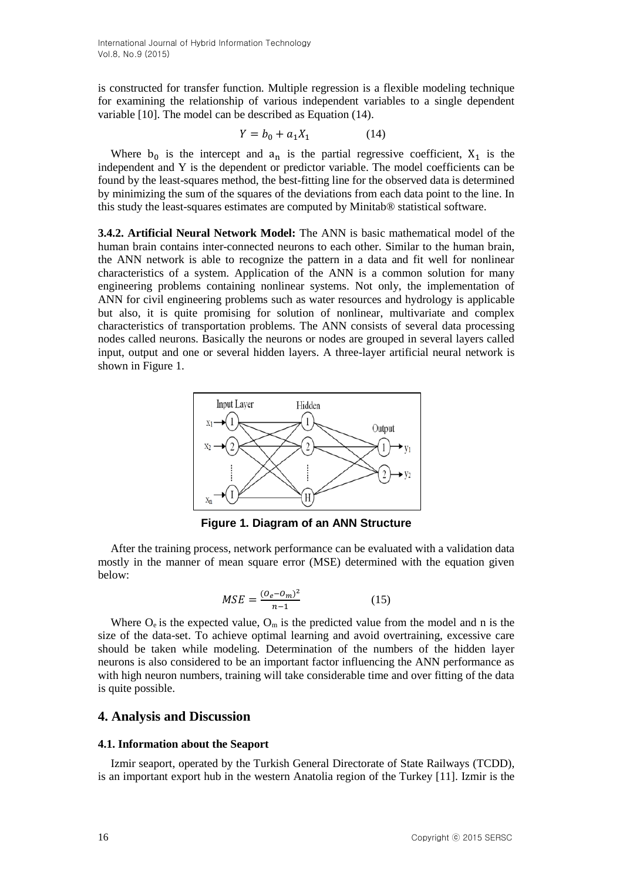is constructed for transfer function. Multiple regression is a flexible modeling technique for examining the relationship of various independent variables to a single dependent variable [10]. The model can be described as Equation (14).

$$Y = b_0 + a_1 X_1 \quad (14)$$

Where $b_0$ is the intercept and $a_n$ is the partial regressive coefficient, $X_1$ is the independent and Y is the dependent or predictor variable. The model coefficients can be found by the least-squares method, the best-fitting line for the observed data is determined by minimizing the sum of the squares of the deviations from each data point to the line. In this study the least-squares estimates are computed by Minitab® statistical software.

**3.4.2. Artificial Neural Network Model:** The ANN is basic mathematical model of the human brain contains inter-connected neurons to each other. Similar to the human brain, the ANN network is able to recognize the pattern in a data and fit well for nonlinear characteristics of a system. Application of the ANN is a common solution for many engineering problems containing nonlinear systems. Not only, the implementation of ANN for civil engineering problems such as water resources and hydrology is applicable but also, it is quite promising for solution of nonlinear, multivariate and complex characteristics of transportation problems. The ANN consists of several data processing nodes called neurons. Basically the neurons or nodes are grouped in several layers called input, output and one or several hidden layers. A three-layer artificial neural network is shown in Figure 1.

**Figure 1. Diagram of an ANN Structure**

After the training process, network performance can be evaluated with a validation data mostly in the manner of mean square error (MSE) determined with the equation given below:

$$MSE = \frac{(O_e - O_m)^2}{n-1} \quad (15)$$

Where $O_e$ is the expected value, $O_m$ is the predicted value from the model and n is the size of the data-set. To achieve optimal learning and avoid overtraining, excessive care should be taken while modeling. Determination of the numbers of the hidden layer neurons is also considered to be an important factor influencing the ANN performance as with high neuron numbers, training will take considerable time and over fitting of the data is quite possible.

## 4. Analysis and Discussion

### 4.1. Information about the Seaport

Izmir seaport, operated by the Turkish General Directorate of State Railways (TCDD), is an important export hub in the western Anatolia region of the Turkey [11]. Izmir is the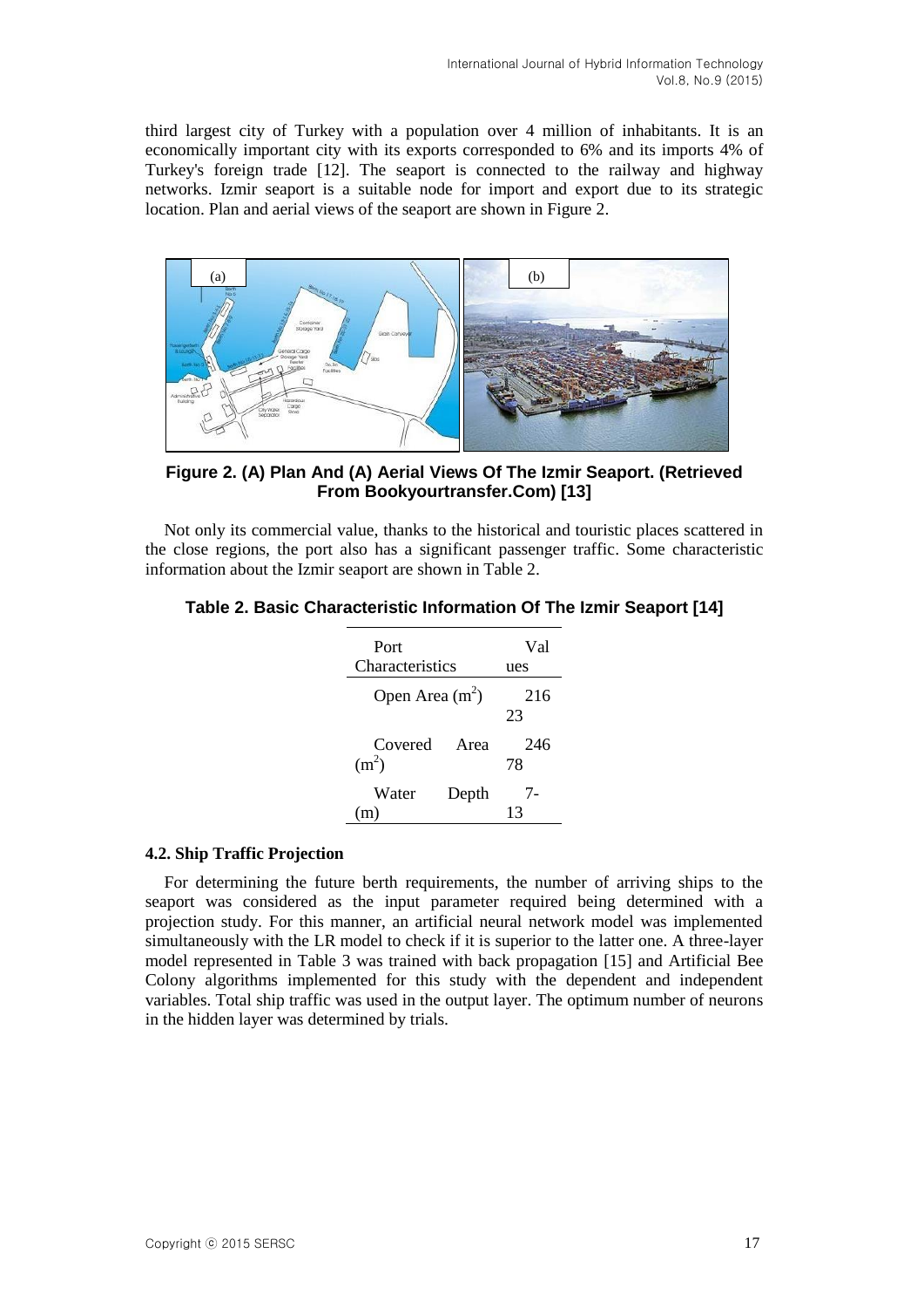third largest city of Turkey with a population over 4 million of inhabitants. It is an economically important city with its exports corresponded to 6% and its imports 4% of Turkey's foreign trade [12]. The seaport is connected to the railway and highway networks. Izmir seaport is a suitable node for import and export due to its strategic location. Plan and aerial views of the seaport are shown in Figure 2.

**Figure 2. (A) Plan And (A) Aerial Views Of The Izmir Seaport. (Retrieved From Bookyourtransfer.Com) [13]**

Not only its commercial value, thanks to the historical and touristic places scattered in the close regions, the port also has a significant passenger traffic. Some characteristic information about the Izmir seaport are shown in Table 2.

**Table 2. Basic Characteristic Information Of The Izmir Seaport [14]**

| Port Characteristics | Values |
| --- | --- |
| Open Area ($m^2$) | 21623 |
| Covered Area ($m^2$) | 24678 |
| Water Depth (m) | 7-13 |

### 4.2. Ship Traffic Projection

For determining the future berth requirements, the number of arriving ships to the seaport was considered as the input parameter required being determined with a projection study. For this manner, an artificial neural network model was implemented simultaneously with the LR model to check if it is superior to the latter one. A three-layer model represented in Table 3 was trained with back propagation [15] and Artificial Bee Colony algorithms implemented for this study with the dependent and independent variables. Total ship traffic was used in the output layer. The optimum number of neurons in the hidden layer was determined by trials.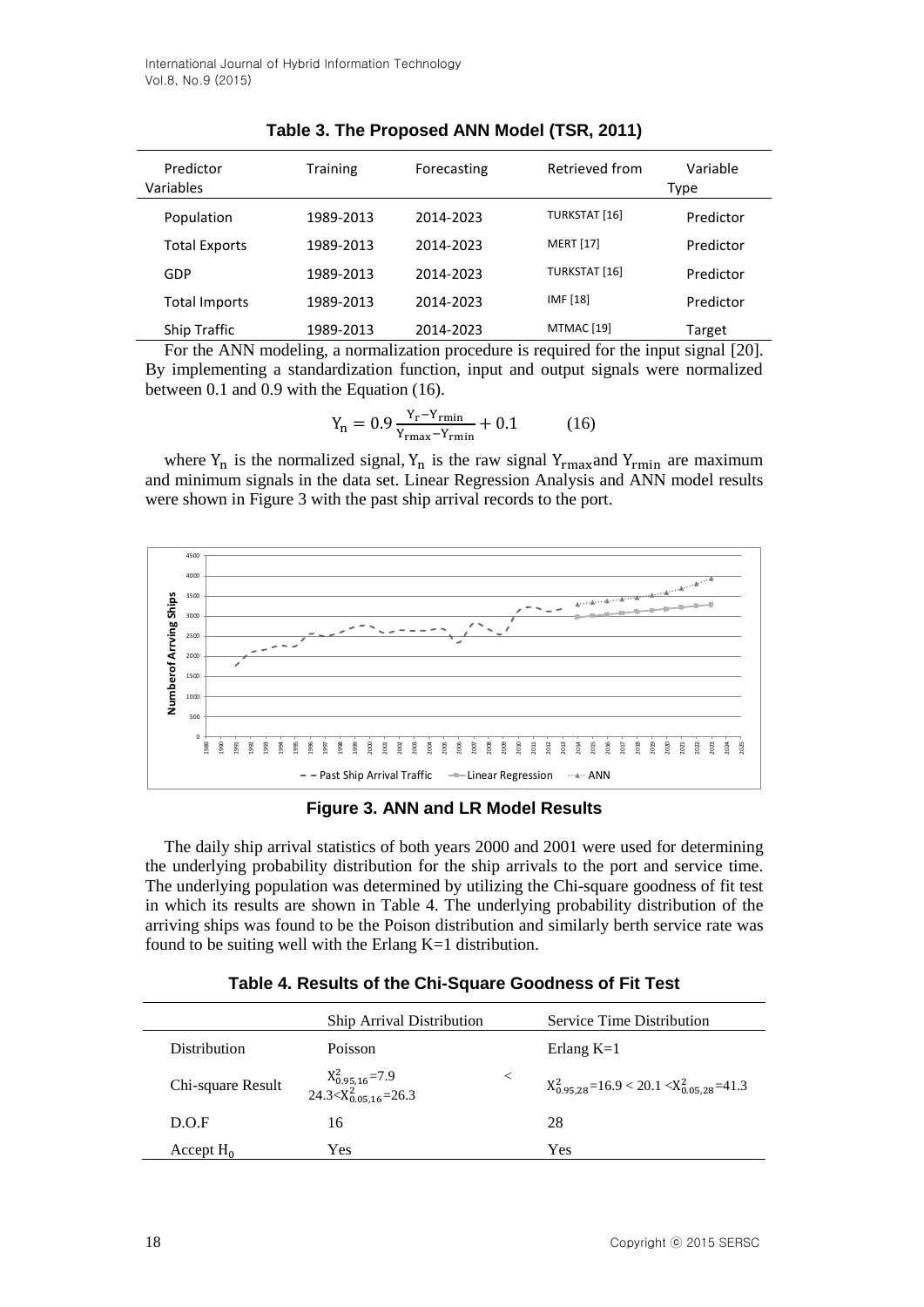**Table 3. The Proposed ANN Model (TSR, 2011)**

| Predictor Variables | Training | Forecasting | Retrieved from | Variable Type |
|---|---|---|---|---|
| Population | 1989-2013 | 2014-2023 | TURKSTAT [16] | Predictor |
| Total Exports | 1989-2013 | 2014-2023 | MERT [17] | Predictor |
| GDP | 1989-2013 | 2014-2023 | TURKSTAT [16] | Predictor |
| Total Imports | 1989-2013 | 2014-2023 | IMF [18] | Predictor |
| Ship Traffic | 1989-2013 | 2014-2023 | MTMAC [19] | Target |

For the ANN modeling, a normalization procedure is required for the input signal [20]. By implementing a standardization function, input and output signals were normalized between 0.1 and 0.9 with the Equation (16).

$$Y_n = 0.9\frac{Y_r - Y_{rmin}}{Y_{rmax} - Y_{rmin}} + 0.1 \qquad (16)$$

where $Y_n$ is the normalized signal, $Y_n$ is the raw signal $Y_{rmax}$ and $Y_{rmin}$ are maximum and minimum signals in the data set. Linear Regression Analysis and ANN model results were shown in Figure 3 with the past ship arrival records to the port.

**Figure 3. ANN and LR Model Results**

The daily ship arrival statistics of both years 2000 and 2001 were used for determining the underlying probability distribution for the ship arrivals to the port and service time. The underlying population was determined by utilizing the Chi-square goodness of fit test in which its results are shown in Table 4. The underlying probability distribution of the arriving ships was found to be the Poison distribution and similarly berth service rate was found to be suiting well with the Erlang K=1 distribution.

**Table 4. Results of the Chi-Square Goodness of Fit Test**

| | Ship Arrival Distribution | Service Time Distribution |
|---|---|---|
| Distribution | Poisson | Erlang K=1 |
| Chi-square Result | $X^2_{0.95,16}=7.9 < 24.3 < X^2_{0.05,16}=26.3$ | $X^2_{0.95,28}=16.9 < 20.1 < X^2_{0.05,28}=41.3$ |
| D.O.F | 16 | 28 |
| Accept $H_0$ | Yes | Yes |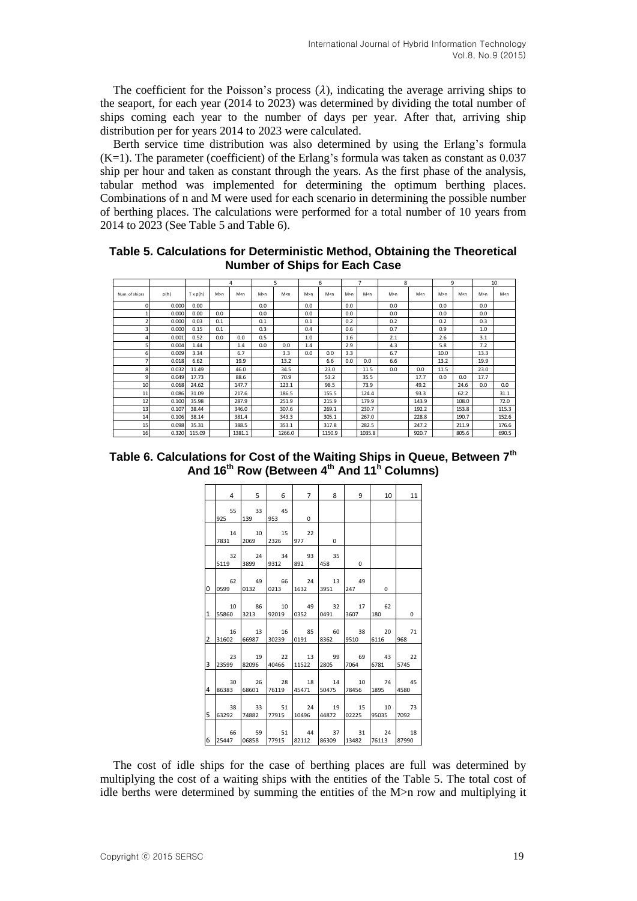The coefficient for the Poisson's process ($\lambda$), indicating the average arriving ships to the seaport, for each year (2014 to 2023) was determined by dividing the total number of ships coming each year to the number of days per year. After that, arriving ship distribution per for years 2014 to 2023 were calculated.

Berth service time distribution was also determined by using the Erlang's formula (K=1). The parameter (coefficient) of the Erlang's formula was taken as constant as 0.037 ship per hour and taken as constant through the years. As the first phase of the analysis, tabular method was implemented for determining the optimum berthing places. Combinations of n and M were used for each scenario in determining the possible number of berthing places. The calculations were performed for a total number of 10 years from 2014 to 2023 (See Table 5 and Table 6).

**Table 5. Calculations for Deterministic Method, Obtaining the Theoretical Number of Ships for Each Case**

| | | | 4 | | 5 | | 6 | | 7 | | 8 | | 9 | | 10 | |
|---|---|---|---|---|---|---|---|---|---|---|---|---|---|---|---|---|
| Num. of shiprs | p(h) | T x p(h) | M>n | M<n | M>n | M<n | M>n | M<n | M>n | M<n | M>n | M<n | M>n | M<n | M>n | M<n |
| 0 | 0.000 | 0.00 | | | 0.0 | | 0.0 | | 0.0 | | 0.0 | | 0.0 | | 0.0 | |
| 1 | 0.000 | 0.00 | 0.0 | | 0.0 | | 0.0 | | 0.0 | | 0.0 | | 0.0 | | 0.0 | |
| 2 | 0.000 | 0.03 | 0.1 | | 0.1 | | 0.1 | | 0.2 | | 0.2 | | 0.2 | | 0.3 | |
| 3 | 0.000 | 0.15 | 0.1 | | 0.3 | | 0.4 | | 0.6 | | 0.7 | | 0.9 | | 1.0 | |
| 4 | 0.001 | 0.52 | 0.0 | 0.0 | 0.5 | | 1.0 | | 1.6 | | 2.1 | | 2.6 | | 3.1 | |
| 5 | 0.004 | 1.44 | | 1.4 | 0.0 | 0.0 | 1.4 | | 2.9 | | 4.3 | | 5.8 | | 7.2 | |
| 6 | 0.009 | 3.34 | | 6.7 | | 3.3 | 0.0 | 0.0 | 3.3 | | 6.7 | | 10.0 | | 13.3 | |
| 7 | 0.018 | 6.62 | | 19.9 | | 13.2 | | 6.6 | 0.0 | 0.0 | 6.6 | | 13.2 | | 19.9 | |
| 8 | 0.032 | 11.49 | | 46.0 | | 34.5 | | 23.0 | | 11.5 | 0.0 | 0.0 | 11.5 | | 23.0 | |
| 9 | 0.049 | 17.73 | | 88.6 | | 70.9 | | 53.2 | | 35.5 | | 17.7 | 0.0 | 0.0 | 17.7 | |
| 10 | 0.068 | 24.62 | | 147.7 | | 123.1 | | 98.5 | | 73.9 | | 49.2 | | 24.6 | 0.0 | 0.0 |
| 11 | 0.086 | 31.09 | | 217.6 | | 186.5 | | 155.5 | | 124.4 | | 93.3 | | 62.2 | | 31.1 |
| 12 | 0.100 | 35.98 | | 287.9 | | 251.9 | | 215.9 | | 179.9 | | 143.9 | | 108.0 | | 72.0 |
| 13 | 0.107 | 38.44 | | 346.0 | | 307.6 | | 269.1 | | 230.7 | | 192.2 | | 153.8 | | 115.3 |
| 14 | 0.106 | 38.14 | | 381.4 | | 343.3 | | 305.1 | | 267.0 | | 228.8 | | 190.7 | | 152.6 |
| 15 | 0.098 | 35.31 | | 388.5 | | 353.1 | | 317.8 | | 282.5 | | 247.2 | | 211.9 | | 176.6 |
| 16 | 0.320 | 115.09 | | 1381.1 | | 1266.0 | | 1150.9 | | 1035.8 | | 920.7 | | 805.6 | | 690.5 |

**Table 6. Calculations for Cost of the Waiting Ships in Queue, Between 7th And 16th Row (Between 4th And 11h Columns)**

| | 4 | 5 | 6 | 7 | 8 | 9 | 10 | 11 |
|---|---|---|---|---|---|---|---|---|
| | 55 925 | 33 139 | 45 953 | 0 | | | | |
| | 14 7831 | 10 2069 | 15 2326 | 22 977 | 0 | | | |
| | 32 5119 | 24 3899 | 34 9312 | 93 892 | 35 458 | 0 | | |
| 0 | 62 0599 | 49 0132 | 66 0213 | 24 1632 | 13 3951 | 49 247 | 0 | |
| 1 | 10 55860 | 86 3213 | 10 92019 | 49 0352 | 32 0491 | 17 3607 | 62 180 | 0 |
| 2 | 16 31602 | 13 66987 | 16 30239 | 85 0191 | 60 8362 | 38 9510 | 20 6116 | 71 968 |
| 3 | 23 23599 | 19 82096 | 22 40466 | 13 11522 | 99 2805 | 69 7064 | 43 6781 | 22 5745 |
| 4 | 30 86383 | 26 68601 | 28 76119 | 18 45471 | 14 50475 | 10 78456 | 74 1895 | 45 4580 |
| 5 | 38 63292 | 33 74882 | 51 77915 | 24 10496 | 19 44872 | 15 02225 | 10 95035 | 73 7092 |
| 6 | 66 25447 | 59 06858 | 51 77915 | 44 82112 | 37 86309 | 31 13482 | 24 76113 | 18 87990 |

The cost of idle ships for the case of berthing places are full was determined by multiplying the cost of a waiting ships with the entities of the Table 5. The total cost of idle berths were determined by summing the entities of the M>n row and multiplying it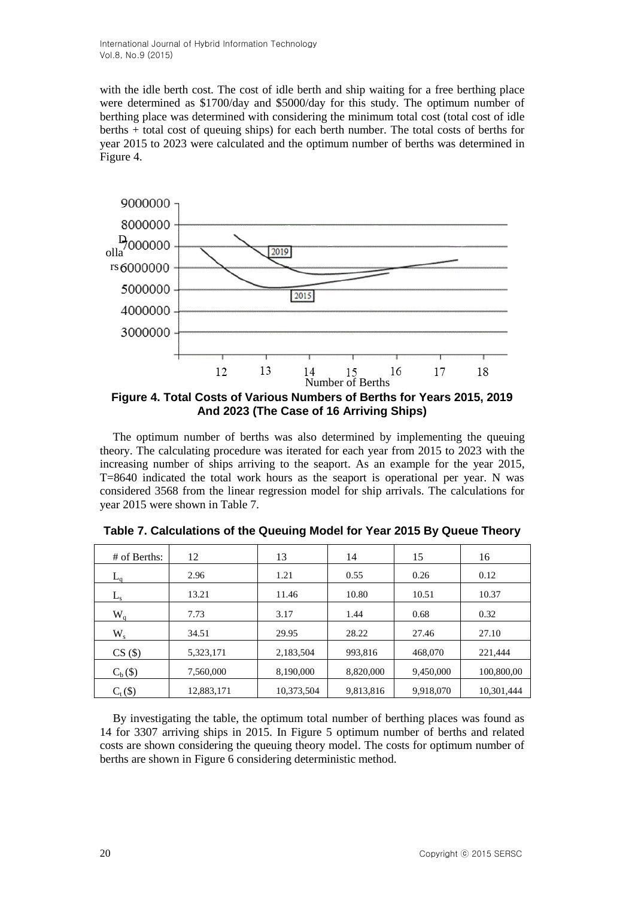with the idle berth cost. The cost of idle berth and ship waiting for a free berthing place were determined as \$1700/day and \$5000/day for this study. The optimum number of berthing place was determined with considering the minimum total cost (total cost of idle berths + total cost of queuing ships) for each berth number. The total costs of berths for year 2015 to 2023 were calculated and the optimum number of berths was determined in Figure 4.

**Figure 4. Total Costs of Various Numbers of Berths for Years 2015, 2019 And 2023 (The Case of 16 Arriving Ships)**

The optimum number of berths was also determined by implementing the queuing theory. The calculating procedure was iterated for each year from 2015 to 2023 with the increasing number of ships arriving to the seaport. As an example for the year 2015, T=8640 indicated the total work hours as the seaport is operational per year. N was considered 3568 from the linear regression model for ship arrivals. The calculations for year 2015 were shown in Table 7.

**Table 7. Calculations of the Queuing Model for Year 2015 By Queue Theory**

| # of Berths: | 12 | 13 | 14 | 15 | 16 |
|---|---|---|---|---|---|
| $L_q$ | 2.96 | 1.21 | 0.55 | 0.26 | 0.12 |
| $L_s$ | 13.21 | 11.46 | 10.80 | 10.51 | 10.37 |
| $W_q$ | 7.73 | 3.17 | 1.44 | 0.68 | 0.32 |
| $W_s$ | 34.51 | 29.95 | 28.22 | 27.46 | 27.10 |
| CS (\$) | 5,323,171 | 2,183,504 | 993,816 | 468,070 | 221,444 |
| $C_b$ (\$) | 7,560,000 | 8,190,000 | 8,820,000 | 9,450,000 | 100,800,00 |
| $C_t$ (\$) | 12,883,171 | 10,373,504 | 9,813,816 | 9,918,070 | 10,301,444 |

By investigating the table, the optimum total number of berthing places was found as 14 for 3307 arriving ships in 2015. In Figure 5 optimum number of berths and related costs are shown considering the queuing theory model. The costs for optimum number of berths are shown in Figure 6 considering deterministic method.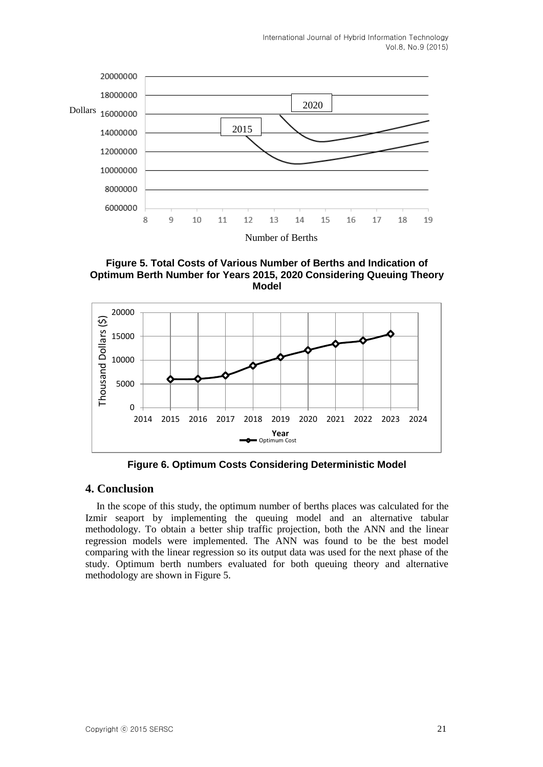Figure 5. Total Costs of Various Number of Berths and Indication of Optimum Berth Number for Years 2015, 2020 Considering Queuing Theory Model

Figure 6. Optimum Costs Considering Deterministic Model

## 4. Conclusion

In the scope of this study, the optimum number of berths places was calculated for the Izmir seaport by implementing the queuing model and an alternative tabular methodology. To obtain a better ship traffic projection, both the ANN and the linear regression models were implemented. The ANN was found to be the best model comparing with the linear regression so its output data was used for the next phase of the study. Optimum berth numbers evaluated for both queuing theory and alternative methodology are shown in Figure 5.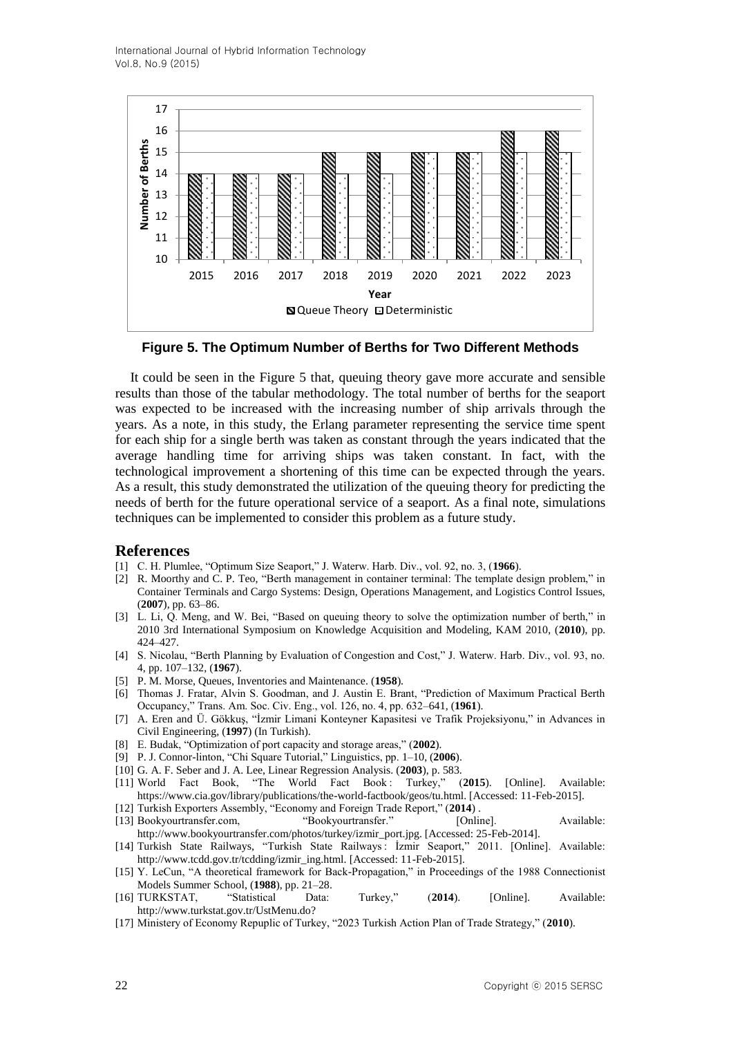Figure 5. The Optimum Number of Berths for Two Different Methods

It could be seen in the Figure 5 that, queuing theory gave more accurate and sensible results than those of the tabular methodology. The total number of berths for the seaport was expected to be increased with the increasing number of ship arrivals through the years. As a note, in this study, the Erlang parameter representing the service time spent for each ship for a single berth was taken as constant through the years indicated that the average handling time for arriving ships was taken constant. In fact, with the technological improvement a shortening of this time can be expected through the years. As a result, this study demonstrated the utilization of the queuing theory for predicting the needs of berth for the future operational service of a seaport. As a final note, simulations techniques can be implemented to consider this problem as a future study.

## References

[1] C. H. Plumlee, "Optimum Size Seaport," J. Waterw. Harb. Div., vol. 92, no. 3, (**1966**).

[2] R. Moorthy and C. P. Teo, "Berth management in container terminal: The template design problem," in Container Terminals and Cargo Systems: Design, Operations Management, and Logistics Control Issues, (**2007**), pp. 63–86.

[3] L. Li, Q. Meng, and W. Bei, "Based on queuing theory to solve the optimization number of berth," in 2010 3rd International Symposium on Knowledge Acquisition and Modeling, KAM 2010, (**2010**), pp. 424–427.

[4] S. Nicolau, "Berth Planning by Evaluation of Congestion and Cost," J. Waterw. Harb. Div., vol. 93, no. 4, pp. 107–132, (**1967**).

[5] P. M. Morse, Queues, Inventories and Maintenance. (**1958**).

[6] Thomas J. Fratar, Alvin S. Goodman, and J. Austin E. Brant, "Prediction of Maximum Practical Berth Occupancy," Trans. Am. Soc. Civ. Eng., vol. 126, no. 4, pp. 632–641, (**1961**).

[7] A. Eren and Ü. Gökkuş, "İzmir Limani Konteyner Kapasitesi ve Trafik Projeksiyonu," in Advances in Civil Engineering, (**1997**) (In Turkish).

[8] E. Budak, "Optimization of port capacity and storage areas," (**2002**).

[9] P. J. Connor-linton, "Chi Square Tutorial," Linguistics, pp. 1–10, (**2006**).

[10] G. A. F. Seber and J. A. Lee, Linear Regression Analysis. (**2003**), p. 583.

[11] World Fact Book, "The World Fact Book : Turkey," (**2015**). [Online]. Available: https://www.cia.gov/library/publications/the-world-factbook/geos/tu.html. [Accessed: 11-Feb-2015].

[12] Turkish Exporters Assembly, "Economy and Foreign Trade Report," (**2014**) .

[13] Bookyourtransfer.com, "Bookyourtransfer." [Online]. Available: http://www.bookyourtransfer.com/photos/turkey/izmir_port.jpg. [Accessed: 25-Feb-2014].

[14] Turkish State Railways, "Turkish State Railways : İzmir Seaport," 2011. [Online]. Available: http://www.tcdd.gov.tr/tcdding/izmir_ing.html. [Accessed: 11-Feb-2015].

[15] Y. LeCun, "A theoretical framework for Back-Propagation," in Proceedings of the 1988 Connectionist Models Summer School, (**1988**), pp. 21–28.

[16] TURKSTAT, "Statistical Data: Turkey," (**2014**). [Online]. Available: http://www.turkstat.gov.tr/UstMenu.do?

[17] Ministery of Economy Repuplic of Turkey, "2023 Turkish Action Plan of Trade Strategy," (**2010**).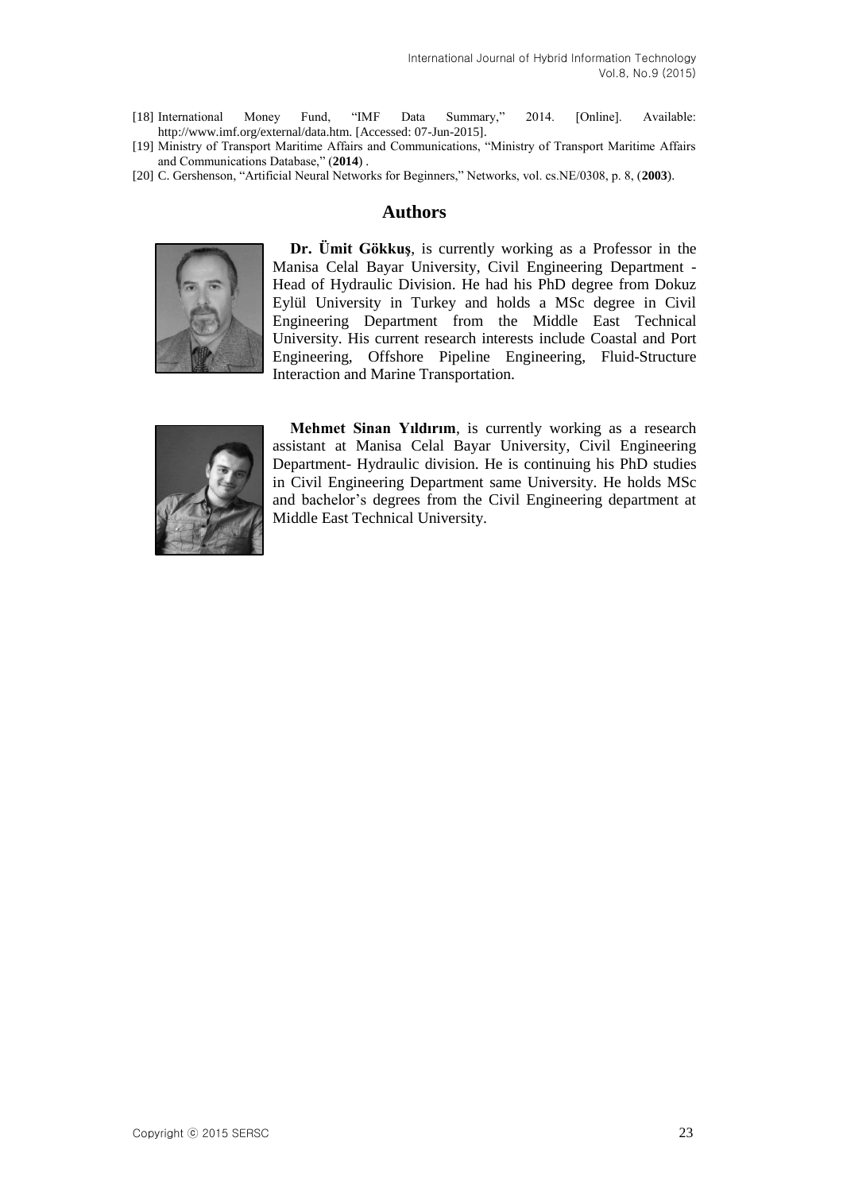[18] International Money Fund, "IMF Data Summary," 2014. [Online]. Available: http://www.imf.org/external/data.htm. [Accessed: 07-Jun-2015].

[19] Ministry of Transport Maritime Affairs and Communications, "Ministry of Transport Maritime Affairs and Communications Database," (**2014**) .

[20] C. Gershenson, "Artificial Neural Networks for Beginners," Networks, vol. cs.NE/0308, p. 8, (**2003**).

## Authors

**Dr. Ümit Gökkuş**, is currently working as a Professor in the Manisa Celal Bayar University, Civil Engineering Department - Head of Hydraulic Division. He had his PhD degree from Dokuz Eylül University in Turkey and holds a MSc degree in Civil Engineering Department from the Middle East Technical University. His current research interests include Coastal and Port Engineering, Offshore Pipeline Engineering, Fluid-Structure Interaction and Marine Transportation.

**Mehmet Sinan Yıldırım**, is currently working as a research assistant at Manisa Celal Bayar University, Civil Engineering Department- Hydraulic division. He is continuing his PhD studies in Civil Engineering Department same University. He holds MSc and bachelor's degrees from the Civil Engineering department at Middle East Technical University.